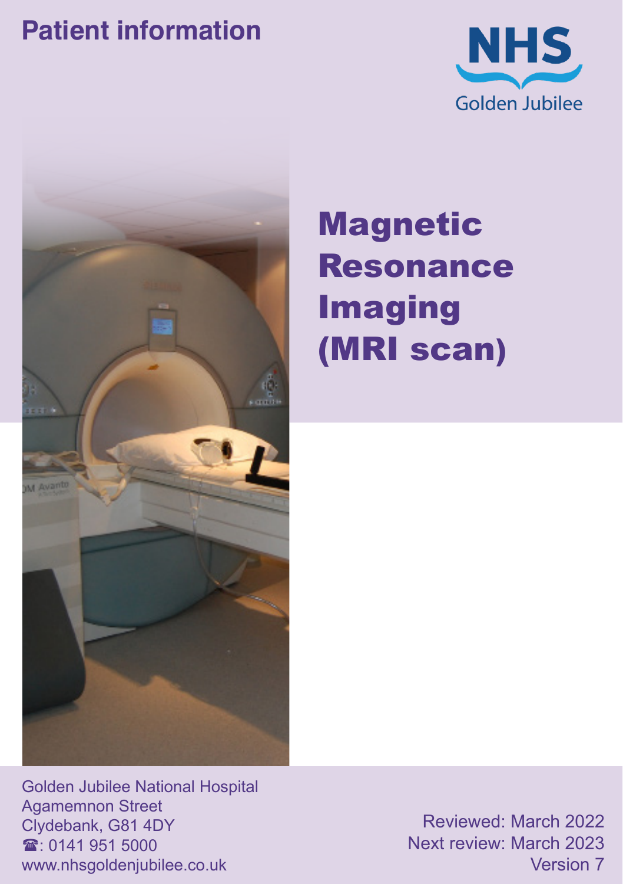Patient information

NHS Golden Jubilee

# Magnetic Resonance Imaging (MRI scan)

Golden Jubilee National Hospital
Agamemnon Street
Clydebank, G81 4DY
☎: 0141 951 5000
www.nhsgoldenjubilee.co.uk

Reviewed: March 2022
Next review: March 2023
Version 7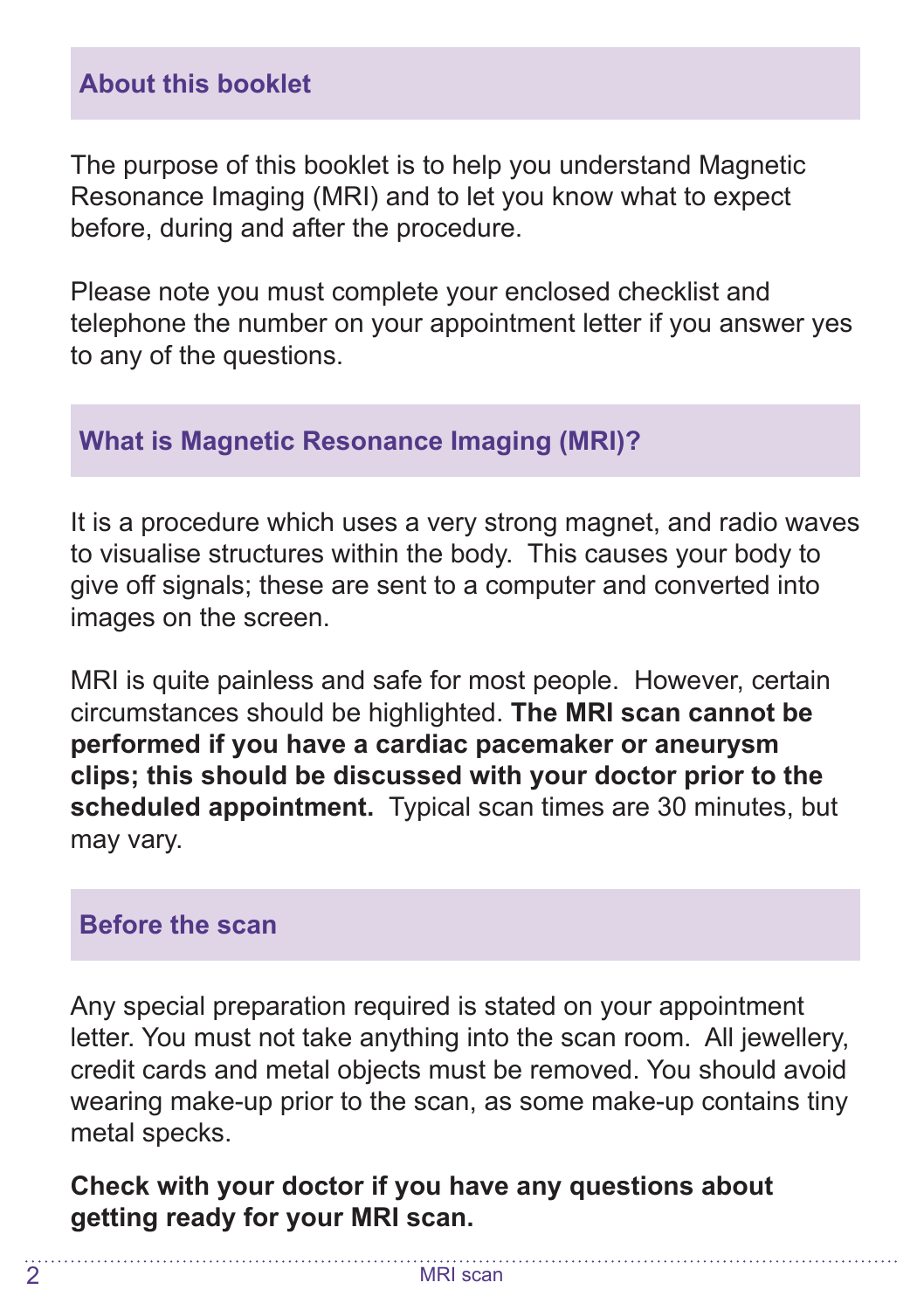## About this booklet

The purpose of this booklet is to help you understand Magnetic Resonance Imaging (MRI) and to let you know what to expect before, during and after the procedure.

Please note you must complete your enclosed checklist and telephone the number on your appointment letter if you answer yes to any of the questions.

## What is Magnetic Resonance Imaging (MRI)?

It is a procedure which uses a very strong magnet, and radio waves to visualise structures within the body. This causes your body to give off signals; these are sent to a computer and converted into images on the screen.

MRI is quite painless and safe for most people. However, certain circumstances should be highlighted. **The MRI scan cannot be performed if you have a cardiac pacemaker or aneurysm clips; this should be discussed with your doctor prior to the scheduled appointment.** Typical scan times are 30 minutes, but may vary.

## Before the scan

Any special preparation required is stated on your appointment letter. You must not take anything into the scan room. All jewellery, credit cards and metal objects must be removed. You should avoid wearing make-up prior to the scan, as some make-up contains tiny metal specks.

**Check with your doctor if you have any questions about getting ready for your MRI scan.**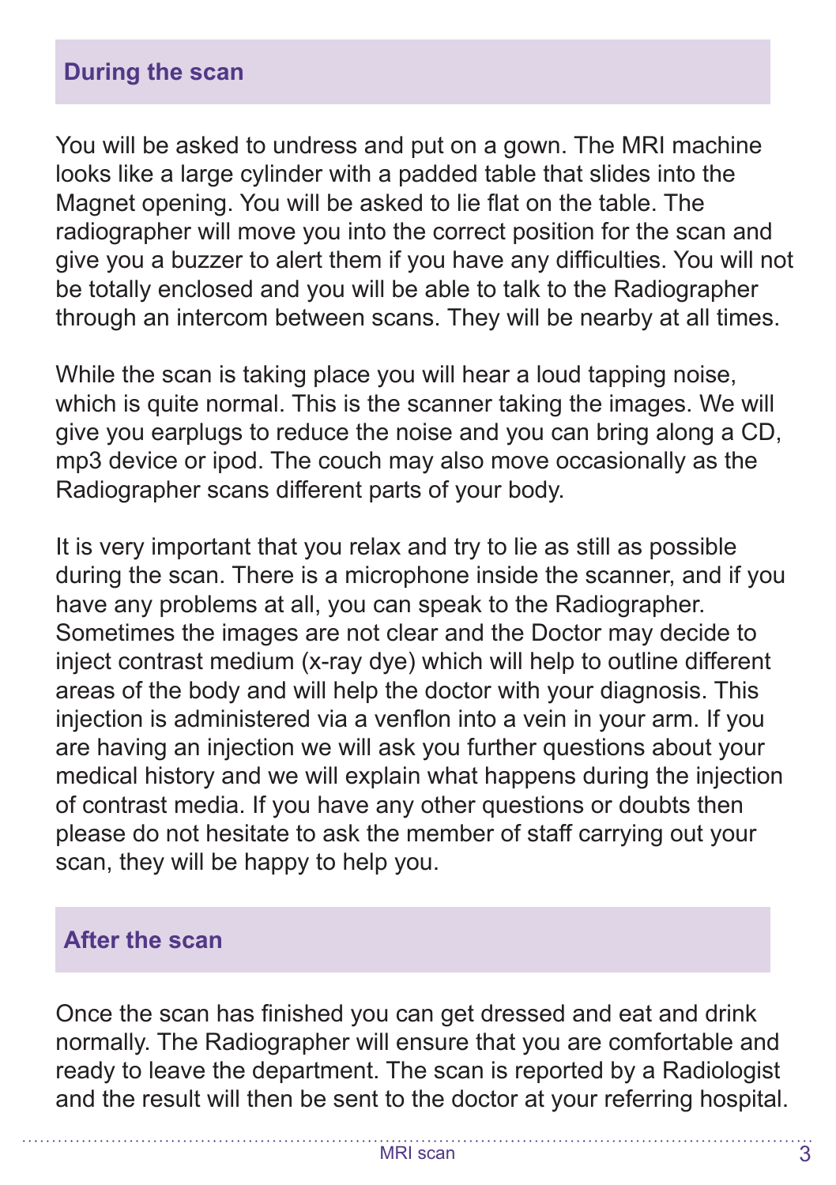## During the scan

You will be asked to undress and put on a gown. The MRI machine looks like a large cylinder with a padded table that slides into the Magnet opening. You will be asked to lie flat on the table. The radiographer will move you into the correct position for the scan and give you a buzzer to alert them if you have any difficulties. You will not be totally enclosed and you will be able to talk to the Radiographer through an intercom between scans. They will be nearby at all times.

While the scan is taking place you will hear a loud tapping noise, which is quite normal. This is the scanner taking the images. We will give you earplugs to reduce the noise and you can bring along a CD, mp3 device or ipod. The couch may also move occasionally as the Radiographer scans different parts of your body.

It is very important that you relax and try to lie as still as possible during the scan. There is a microphone inside the scanner, and if you have any problems at all, you can speak to the Radiographer. Sometimes the images are not clear and the Doctor may decide to inject contrast medium (x-ray dye) which will help to outline different areas of the body and will help the doctor with your diagnosis. This injection is administered via a venflon into a vein in your arm. If you are having an injection we will ask you further questions about your medical history and we will explain what happens during the injection of contrast media. If you have any other questions or doubts then please do not hesitate to ask the member of staff carrying out your scan, they will be happy to help you.

## After the scan

Once the scan has finished you can get dressed and eat and drink normally. The Radiographer will ensure that you are comfortable and ready to leave the department. The scan is reported by a Radiologist and the result will then be sent to the doctor at your referring hospital.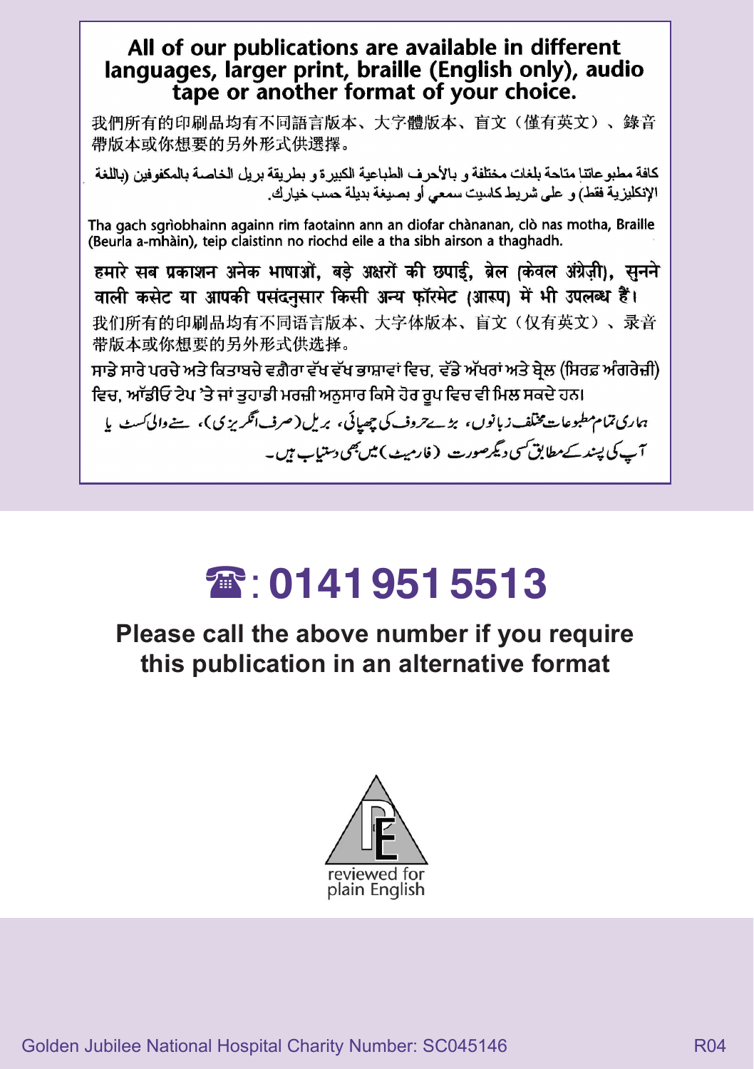**All of our publications are available in different languages, larger print, braille (English only), audio tape or another format of your choice.**

我們所有的印刷品均有不同語言版本、大字體版本、盲文（僅有英文）、錄音帶版本或你想要的另外形式供選擇。

كافة مطبوعاتنا متاحة بلغات مختلفة و بالأحرف الطباعية الكبيرة و بطريقة بريل الخاصة بالمكفوفين (باللغة الإنكليزية فقط) و على شريط كاسيت سمعي أو بصيغة بديلة حسب خيارك.

Tha gach sgrìobhainn againn rim faotainn ann an diofar chànanan, clò nas motha, Braille (Beurla a-mhàin), teip claistinn no riochd eile a tha sibh airson a thaghadh.

हमारे सब प्रकाशन अनेक भाषाओं, बड़े अक्षरों की छपाई, ब्रेल (केवल अंग्रेज़ी), सुनने वाली कसेट या आपकी पसंदनुसार किसी अन्य फॉरमेट (आरूप) में भी उपलब्ध हैं।

我们所有的印刷品均有不同语言版本、大字体版本、盲文（仅有英文）、录音带版本或你想要的另外形式供选择。

ਸਾਡੇ ਸਾਰੇ ਪਰਚੇ ਅਤੇ ਕਿਤਾਬਚੇ ਵਗ਼ੈਰਾ ਵੱਖ ਵੱਖ ਭਾਸ਼ਾਵਾਂ ਵਿਚ, ਵੱਡੇ ਅੱਖਰਾਂ ਅਤੇ ਬ੍ਰੇਲ (ਸਿਰਫ਼ ਅੰਗਰੇਜ਼ੀ) ਵਿਚ, ਔਡੀਓ ਟੇਪ 'ਤੇ ਜਾਂ ਤੁਹਾਡੀ ਮਰਜ਼ੀ ਅਨੁਸਾਰ ਕਿਸੇ ਹੋਰ ਰੂਪ ਵਿਚ ਵੀ ਮਿਲ ਸਕਦੇ ਹਨ।

ہماری تمام مطبوعات مختلف زبانوں، بڑے حروف کی چھپائی، بریل (صرف انگریزی)، سننے والی کیسٹ یا آپ کی پسند کے مطابق کسی دیگر صورت (فارمیٹ) میں بھی دستیاب ہیں۔

# ☎: 0141 951 5513

**Please call the above number if you require this publication in an alternative format**

reviewed for plain English

Golden Jubilee National Hospital Charity Number: SC045146

R04